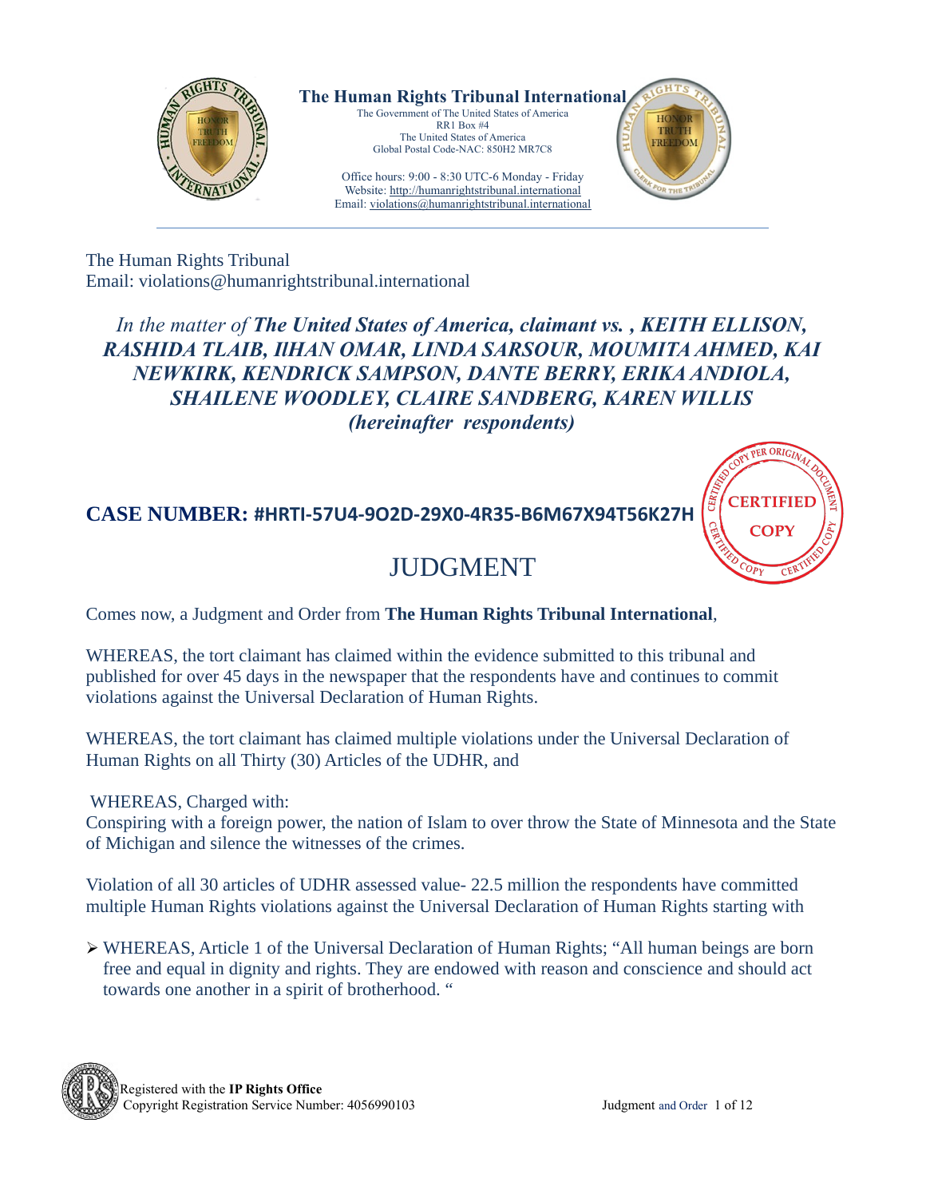# The Human Rights Tribunal International

The Government of The United States of America
RR1 Box #4
The United States of America
Global Postal Code-NAC: 850H2 MR7C8

Office hours: 9:00 - 8:30 UTC-6 Monday - Friday
Website: http://humanrightstribunal.international
Email: violations@humanrightstribunal.international

---

The Human Rights Tribunal
Email: violations@humanrightstribunal.international

*In the matter of* ***The United States of America, claimant vs. , KEITH ELLISON, RASHIDA TLAIB, IlHAN OMAR, LINDA SARSOUR, MOUMITA AHMED, KAI NEWKIRK, KENDRICK SAMPSON, DANTE BERRY, ERIKA ANDIOLA, SHAILENE WOODLEY, CLAIRE SANDBERG, KAREN WILLIS (hereinafter respondents)***

**CASE NUMBER: #HRTI-57U4-9O2D-29X0-4R35-B6M67X94T56K27H**

CERTIFIED COPY

## JUDGMENT

Comes now, a Judgment and Order from **The Human Rights Tribunal International**,

WHEREAS, the tort claimant has claimed within the evidence submitted to this tribunal and published for over 45 days in the newspaper that the respondents have and continues to commit violations against the Universal Declaration of Human Rights.

WHEREAS, the tort claimant has claimed multiple violations under the Universal Declaration of Human Rights on all Thirty (30) Articles of the UDHR, and

WHEREAS, Charged with:
Conspiring with a foreign power, the nation of Islam to over throw the State of Minnesota and the State of Michigan and silence the witnesses of the crimes.

Violation of all 30 articles of UDHR assessed value- 22.5 million the respondents have committed multiple Human Rights violations against the Universal Declaration of Human Rights starting with

- WHEREAS, Article 1 of the Universal Declaration of Human Rights; "All human beings are born free and equal in dignity and rights. They are endowed with reason and conscience and should act towards one another in a spirit of brotherhood. "

Registered with the **IP Rights Office**
Copyright Registration Service Number: 4056990103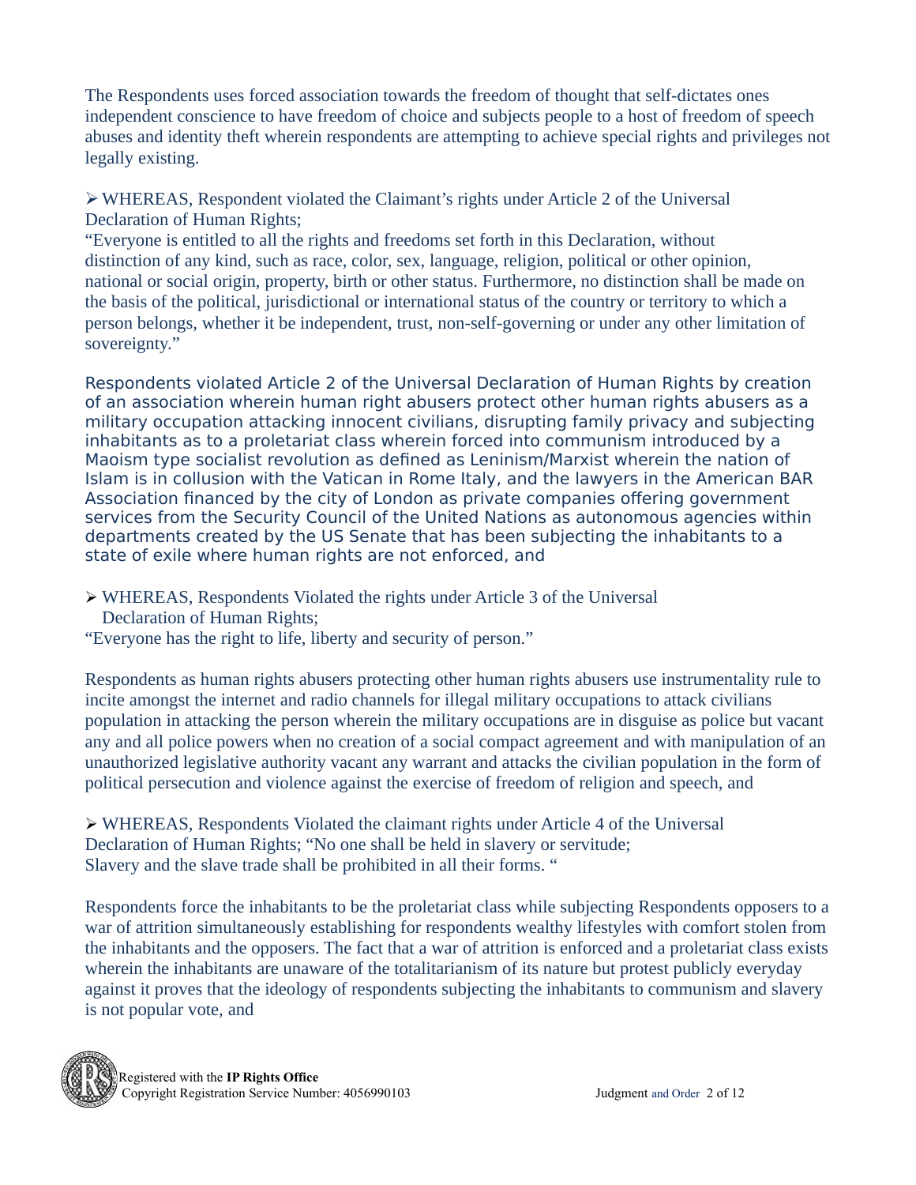The Respondents uses forced association towards the freedom of thought that self-dictates ones independent conscience to have freedom of choice and subjects people to a host of freedom of speech abuses and identity theft wherein respondents are attempting to achieve special rights and privileges not legally existing.

- WHEREAS, Respondent violated the Claimant's rights under Article 2 of the Universal Declaration of Human Rights;

"Everyone is entitled to all the rights and freedoms set forth in this Declaration, without distinction of any kind, such as race, color, sex, language, religion, political or other opinion, national or social origin, property, birth or other status. Furthermore, no distinction shall be made on the basis of the political, jurisdictional or international status of the country or territory to which a person belongs, whether it be independent, trust, non-self-governing or under any other limitation of sovereignty."

Respondents violated Article 2 of the Universal Declaration of Human Rights by creation of an association wherein human right abusers protect other human rights abusers as a military occupation attacking innocent civilians, disrupting family privacy and subjecting inhabitants as to a proletariat class wherein forced into communism introduced by a Maoism type socialist revolution as defined as Leninism/Marxist wherein the nation of Islam is in collusion with the Vatican in Rome Italy, and the lawyers in the American BAR Association financed by the city of London as private companies offering government services from the Security Council of the United Nations as autonomous agencies within departments created by the US Senate that has been subjecting the inhabitants to a state of exile where human rights are not enforced, and

- WHEREAS, Respondents Violated the rights under Article 3 of the Universal Declaration of Human Rights;

"Everyone has the right to life, liberty and security of person."

Respondents as human rights abusers protecting other human rights abusers use instrumentality rule to incite amongst the internet and radio channels for illegal military occupations to attack civilians population in attacking the person wherein the military occupations are in disguise as police but vacant any and all police powers when no creation of a social compact agreement and with manipulation of an unauthorized legislative authority vacant any warrant and attacks the civilian population in the form of political persecution and violence against the exercise of freedom of religion and speech, and

- WHEREAS, Respondents Violated the claimant rights under Article 4 of the Universal Declaration of Human Rights; "No one shall be held in slavery or servitude; Slavery and the slave trade shall be prohibited in all their forms. "

Respondents force the inhabitants to be the proletariat class while subjecting Respondents opposers to a war of attrition simultaneously establishing for respondents wealthy lifestyles with comfort stolen from the inhabitants and the opposers. The fact that a war of attrition is enforced and a proletariat class exists wherein the inhabitants are unaware of the totalitarianism of its nature but protest publicly everyday against it proves that the ideology of respondents subjecting the inhabitants to communism and slavery is not popular vote, and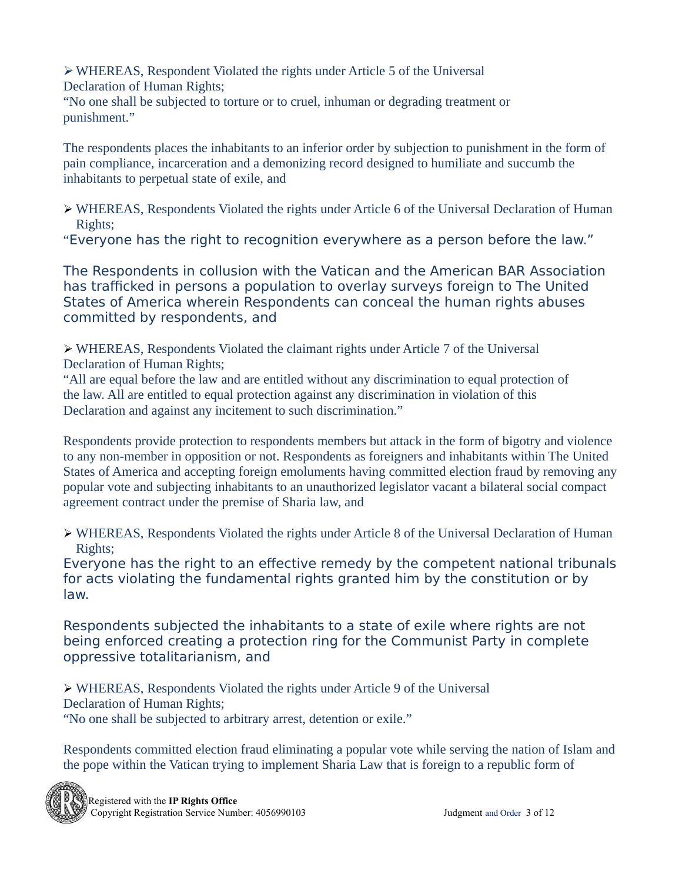- WHEREAS, Respondent Violated the rights under Article 5 of the Universal Declaration of Human Rights;

"No one shall be subjected to torture or to cruel, inhuman or degrading treatment or punishment."

The respondents places the inhabitants to an inferior order by subjection to punishment in the form of pain compliance, incarceration and a demonizing record designed to humiliate and succumb the inhabitants to perpetual state of exile, and

- WHEREAS, Respondents Violated the rights under Article 6 of the Universal Declaration of Human Rights;

"Everyone has the right to recognition everywhere as a person before the law."

The Respondents in collusion with the Vatican and the American BAR Association has trafficked in persons a population to overlay surveys foreign to The United States of America wherein Respondents can conceal the human rights abuses committed by respondents, and

- WHEREAS, Respondents Violated the claimant rights under Article 7 of the Universal Declaration of Human Rights;

"All are equal before the law and are entitled without any discrimination to equal protection of the law. All are entitled to equal protection against any discrimination in violation of this Declaration and against any incitement to such discrimination."

Respondents provide protection to respondents members but attack in the form of bigotry and violence to any non-member in opposition or not. Respondents as foreigners and inhabitants within The United States of America and accepting foreign emoluments having committed election fraud by removing any popular vote and subjecting inhabitants to an unauthorized legislator vacant a bilateral social compact agreement contract under the premise of Sharia law, and

- WHEREAS, Respondents Violated the rights under Article 8 of the Universal Declaration of Human Rights;

Everyone has the right to an effective remedy by the competent national tribunals for acts violating the fundamental rights granted him by the constitution or by law.

Respondents subjected the inhabitants to a state of exile where rights are not being enforced creating a protection ring for the Communist Party in complete oppressive totalitarianism, and

- WHEREAS, Respondents Violated the rights under Article 9 of the Universal Declaration of Human Rights;

"No one shall be subjected to arbitrary arrest, detention or exile."

Respondents committed election fraud eliminating a popular vote while serving the nation of Islam and the pope within the Vatican trying to implement Sharia Law that is foreign to a republic form of

Registered with the **IP Rights Office**
Copyright Registration Service Number: 4056990103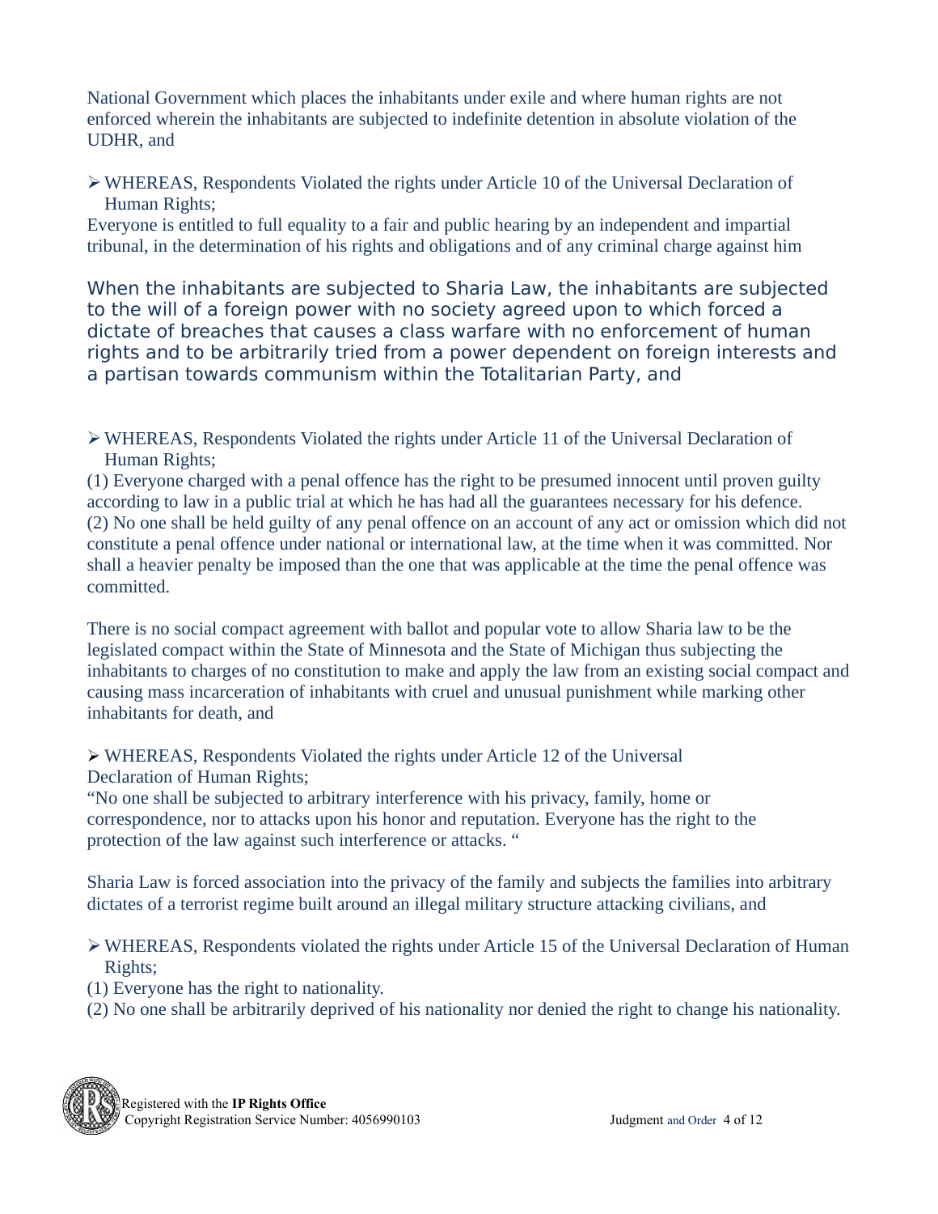National Government which places the inhabitants under exile and where human rights are not enforced wherein the inhabitants are subjected to indefinite detention in absolute violation of the UDHR, and

- WHEREAS, Respondents Violated the rights under Article 10 of the Universal Declaration of Human Rights;

Everyone is entitled to full equality to a fair and public hearing by an independent and impartial tribunal, in the determination of his rights and obligations and of any criminal charge against him

When the inhabitants are subjected to Sharia Law, the inhabitants are subjected to the will of a foreign power with no society agreed upon to which forced a dictate of breaches that causes a class warfare with no enforcement of human rights and to be arbitrarily tried from a power dependent on foreign interests and a partisan towards communism within the Totalitarian Party, and

- WHEREAS, Respondents Violated the rights under Article 11 of the Universal Declaration of Human Rights;

(1) Everyone charged with a penal offence has the right to be presumed innocent until proven guilty according to law in a public trial at which he has had all the guarantees necessary for his defence.
(2) No one shall be held guilty of any penal offence on an account of any act or omission which did not constitute a penal offence under national or international law, at the time when it was committed. Nor shall a heavier penalty be imposed than the one that was applicable at the time the penal offence was committed.

There is no social compact agreement with ballot and popular vote to allow Sharia law to be the legislated compact within the State of Minnesota and the State of Michigan thus subjecting the inhabitants to charges of no constitution to make and apply the law from an existing social compact and causing mass incarceration of inhabitants with cruel and unusual punishment while marking other inhabitants for death, and

- WHEREAS, Respondents Violated the rights under Article 12 of the Universal Declaration of Human Rights;

"No one shall be subjected to arbitrary interference with his privacy, family, home or correspondence, nor to attacks upon his honor and reputation. Everyone has the right to the protection of the law against such interference or attacks. "

Sharia Law is forced association into the privacy of the family and subjects the families into arbitrary dictates of a terrorist regime built around an illegal military structure attacking civilians, and

- WHEREAS, Respondents violated the rights under Article 15 of the Universal Declaration of Human Rights;

(1) Everyone has the right to nationality.
(2) No one shall be arbitrarily deprived of his nationality nor denied the right to change his nationality.

Registered with the **IP Rights Office**
Copyright Registration Service Number: 4056990103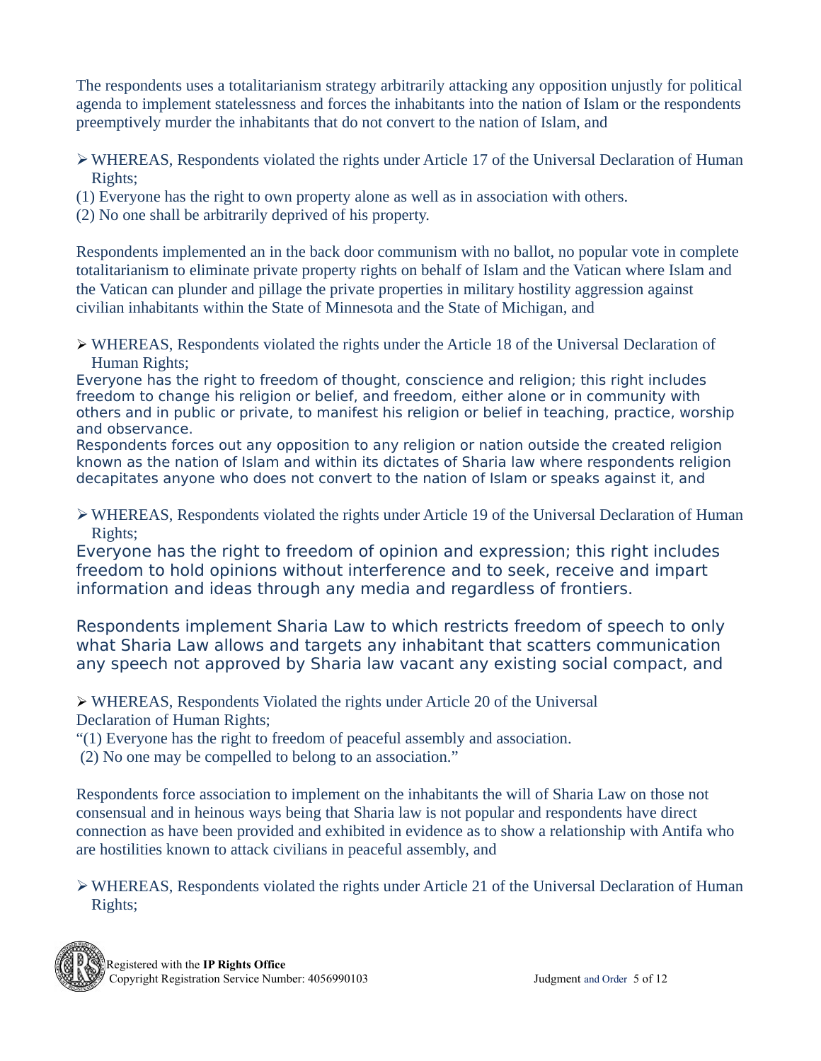The respondents uses a totalitarianism strategy arbitrarily attacking any opposition unjustly for political agenda to implement statelessness and forces the inhabitants into the nation of Islam or the respondents preemptively murder the inhabitants that do not convert to the nation of Islam, and

- WHEREAS, Respondents violated the rights under Article 17 of the Universal Declaration of Human Rights;

(1) Everyone has the right to own property alone as well as in association with others.
(2) No one shall be arbitrarily deprived of his property.

Respondents implemented an in the back door communism with no ballot, no popular vote in complete totalitarianism to eliminate private property rights on behalf of Islam and the Vatican where Islam and the Vatican can plunder and pillage the private properties in military hostility aggression against civilian inhabitants within the State of Minnesota and the State of Michigan, and

- WHEREAS, Respondents violated the rights under the Article 18 of the Universal Declaration of Human Rights;

Everyone has the right to freedom of thought, conscience and religion; this right includes freedom to change his religion or belief, and freedom, either alone or in community with others and in public or private, to manifest his religion or belief in teaching, practice, worship and observance.
Respondents forces out any opposition to any religion or nation outside the created religion known as the nation of Islam and within its dictates of Sharia law where respondents religion decapitates anyone who does not convert to the nation of Islam or speaks against it, and

- WHEREAS, Respondents violated the rights under Article 19 of the Universal Declaration of Human Rights;

Everyone has the right to freedom of opinion and expression; this right includes freedom to hold opinions without interference and to seek, receive and impart information and ideas through any media and regardless of frontiers.

Respondents implement Sharia Law to which restricts freedom of speech to only what Sharia Law allows and targets any inhabitant that scatters communication any speech not approved by Sharia law vacant any existing social compact, and

- WHEREAS, Respondents Violated the rights under Article 20 of the Universal Declaration of Human Rights;

"(1) Everyone has the right to freedom of peaceful assembly and association.
(2) No one may be compelled to belong to an association."

Respondents force association to implement on the inhabitants the will of Sharia Law on those not consensual and in heinous ways being that Sharia law is not popular and respondents have direct connection as have been provided and exhibited in evidence as to show a relationship with Antifa who are hostilities known to attack civilians in peaceful assembly, and

- WHEREAS, Respondents violated the rights under Article 21 of the Universal Declaration of Human Rights;

Registered with the **IP Rights Office**
Copyright Registration Service Number: 4056990103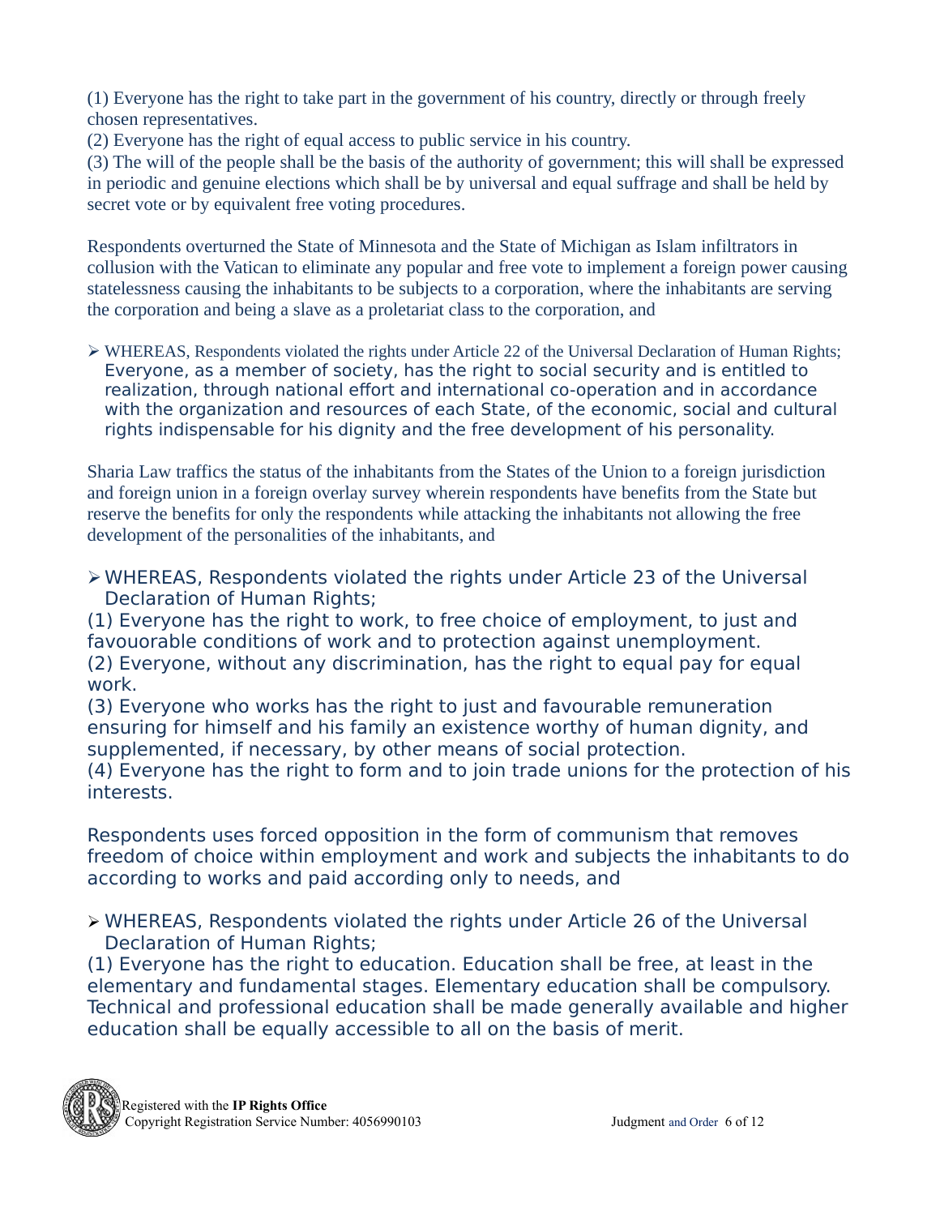(1) Everyone has the right to take part in the government of his country, directly or through freely chosen representatives.
(2) Everyone has the right of equal access to public service in his country.
(3) The will of the people shall be the basis of the authority of government; this will shall be expressed in periodic and genuine elections which shall be by universal and equal suffrage and shall be held by secret vote or by equivalent free voting procedures.

Respondents overturned the State of Minnesota and the State of Michigan as Islam infiltrators in collusion with the Vatican to eliminate any popular and free vote to implement a foreign power causing statelessness causing the inhabitants to be subjects to a corporation, where the inhabitants are serving the corporation and being a slave as a proletariat class to the corporation, and

- WHEREAS, Respondents violated the rights under Article 22 of the Universal Declaration of Human Rights; Everyone, as a member of society, has the right to social security and is entitled to realization, through national effort and international co-operation and in accordance with the organization and resources of each State, of the economic, social and cultural rights indispensable for his dignity and the free development of his personality.

Sharia Law traffics the status of the inhabitants from the States of the Union to a foreign jurisdiction and foreign union in a foreign overlay survey wherein respondents have benefits from the State but reserve the benefits for only the respondents while attacking the inhabitants not allowing the free development of the personalities of the inhabitants, and

- WHEREAS, Respondents violated the rights under Article 23 of the Universal Declaration of Human Rights;

(1) Everyone has the right to work, to free choice of employment, to just and favouorable conditions of work and to protection against unemployment.
(2) Everyone, without any discrimination, has the right to equal pay for equal work.
(3) Everyone who works has the right to just and favourable remuneration ensuring for himself and his family an existence worthy of human dignity, and supplemented, if necessary, by other means of social protection.
(4) Everyone has the right to form and to join trade unions for the protection of his interests.

Respondents uses forced opposition in the form of communism that removes freedom of choice within employment and work and subjects the inhabitants to do according to works and paid according only to needs, and

- WHEREAS, Respondents violated the rights under Article 26 of the Universal Declaration of Human Rights;

(1) Everyone has the right to education. Education shall be free, at least in the elementary and fundamental stages. Elementary education shall be compulsory. Technical and professional education shall be made generally available and higher education shall be equally accessible to all on the basis of merit.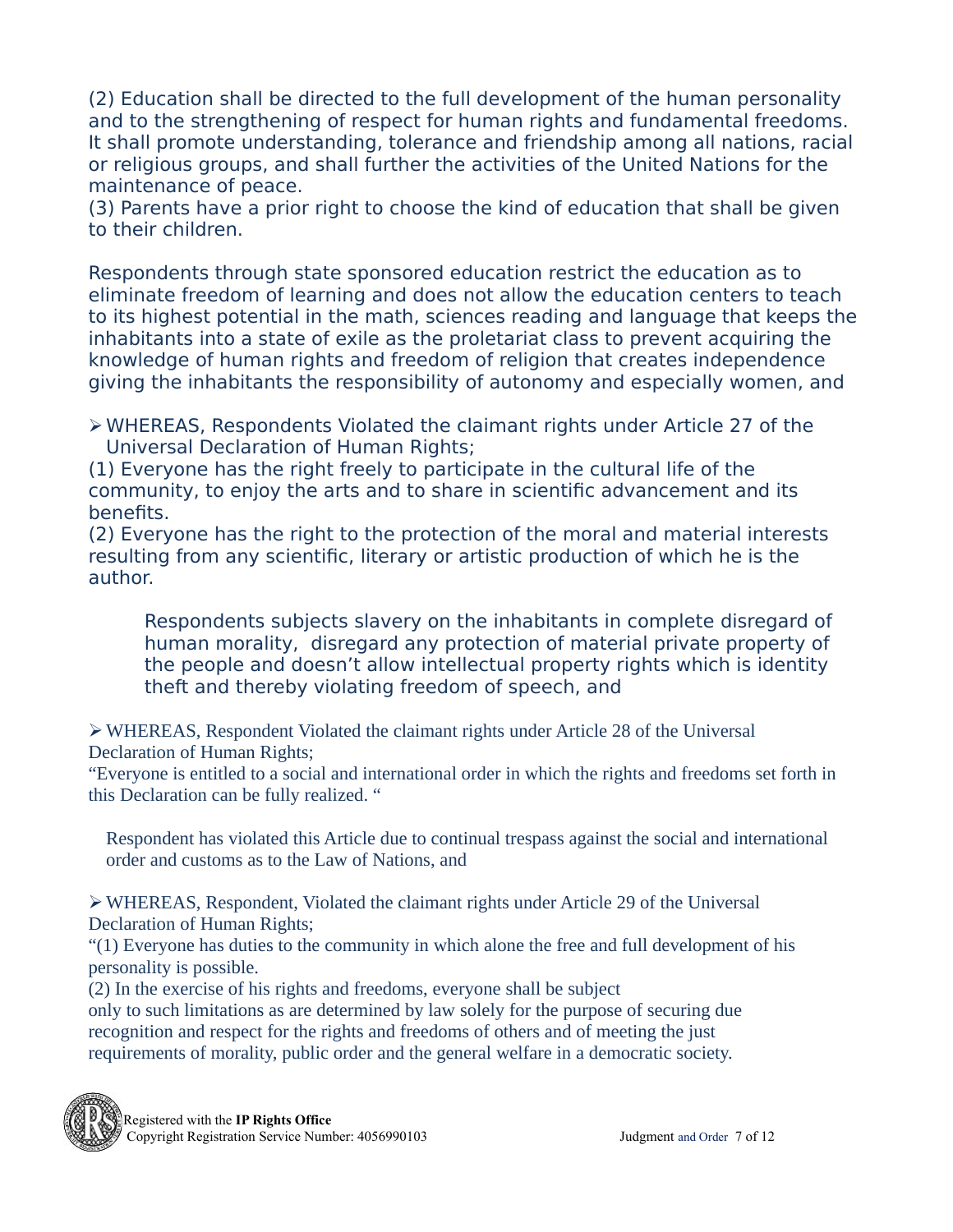(2) Education shall be directed to the full development of the human personality and to the strengthening of respect for human rights and fundamental freedoms. It shall promote understanding, tolerance and friendship among all nations, racial or religious groups, and shall further the activities of the United Nations for the maintenance of peace.
(3) Parents have a prior right to choose the kind of education that shall be given to their children.

Respondents through state sponsored education restrict the education as to eliminate freedom of learning and does not allow the education centers to teach to its highest potential in the math, sciences reading and language that keeps the inhabitants into a state of exile as the proletariat class to prevent acquiring the knowledge of human rights and freedom of religion that creates independence giving the inhabitants the responsibility of autonomy and especially women, and

- WHEREAS, Respondents Violated the claimant rights under Article 27 of the Universal Declaration of Human Rights;

(1) Everyone has the right freely to participate in the cultural life of the community, to enjoy the arts and to share in scientific advancement and its benefits.
(2) Everyone has the right to the protection of the moral and material interests resulting from any scientific, literary or artistic production of which he is the author.

> Respondents subjects slavery on the inhabitants in complete disregard of human morality, disregard any protection of material private property of the people and doesn't allow intellectual property rights which is identity theft and thereby violating freedom of speech, and

- WHEREAS, Respondent Violated the claimant rights under Article 28 of the Universal Declaration of Human Rights;

"Everyone is entitled to a social and international order in which the rights and freedoms set forth in this Declaration can be fully realized. "

> Respondent has violated this Article due to continual trespass against the social and international order and customs as to the Law of Nations, and

- WHEREAS, Respondent, Violated the claimant rights under Article 29 of the Universal Declaration of Human Rights;

"(1) Everyone has duties to the community in which alone the free and full development of his personality is possible.
(2) In the exercise of his rights and freedoms, everyone shall be subject only to such limitations as are determined by law solely for the purpose of securing due recognition and respect for the rights and freedoms of others and of meeting the just requirements of morality, public order and the general welfare in a democratic society.

Registered with the **IP Rights Office**
Copyright Registration Service Number: 4056990103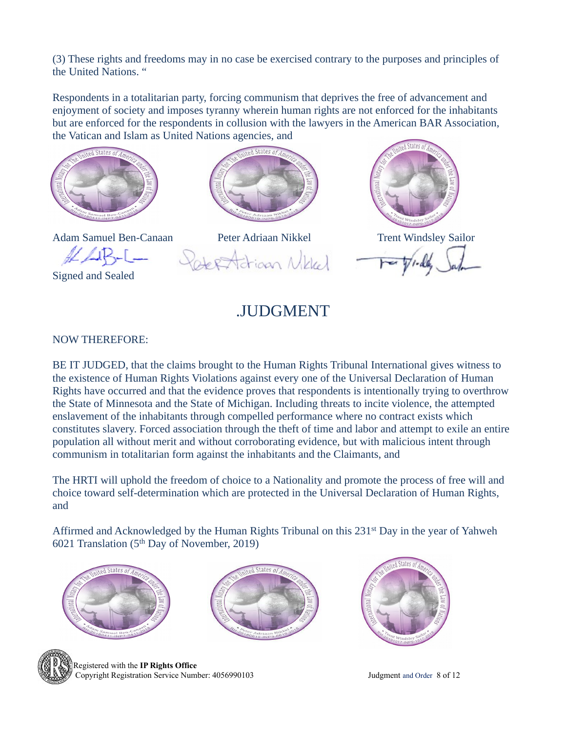(3) These rights and freedoms may in no case be exercised contrary to the purposes and principles of the United Nations. "

Respondents in a totalitarian party, forcing communism that deprives the free of advancement and enjoyment of society and imposes tyranny wherein human rights are not enforced for the inhabitants but are enforced for the respondents in collusion with the lawyers in the American BAR Association, the Vatican and Islam as United Nations agencies, and

Adam Samuel Ben-Canaan | Peter Adriaan Nikkel | Trent Windsley Sailor

Signed and Sealed

# .JUDGMENT

NOW THEREFORE:

BE IT JUDGED, that the claims brought to the Human Rights Tribunal International gives witness to the existence of Human Rights Violations against every one of the Universal Declaration of Human Rights have occurred and that the evidence proves that respondents is intentionally trying to overthrow the State of Minnesota and the State of Michigan. Including threats to incite violence, the attempted enslavement of the inhabitants through compelled performance where no contract exists which constitutes slavery. Forced association through the theft of time and labor and attempt to exile an entire population all without merit and without corroborating evidence, but with malicious intent through communism in totalitarian form against the inhabitants and the Claimants, and

The HRTI will uphold the freedom of choice to a Nationality and promote the process of free will and choice toward self-determination which are protected in the Universal Declaration of Human Rights, and

Affirmed and Acknowledged by the Human Rights Tribunal on this 231st Day in the year of Yahweh 6021 Translation (5th Day of November, 2019)

Registered with the **IP Rights Office**
Copyright Registration Service Number: 4056990103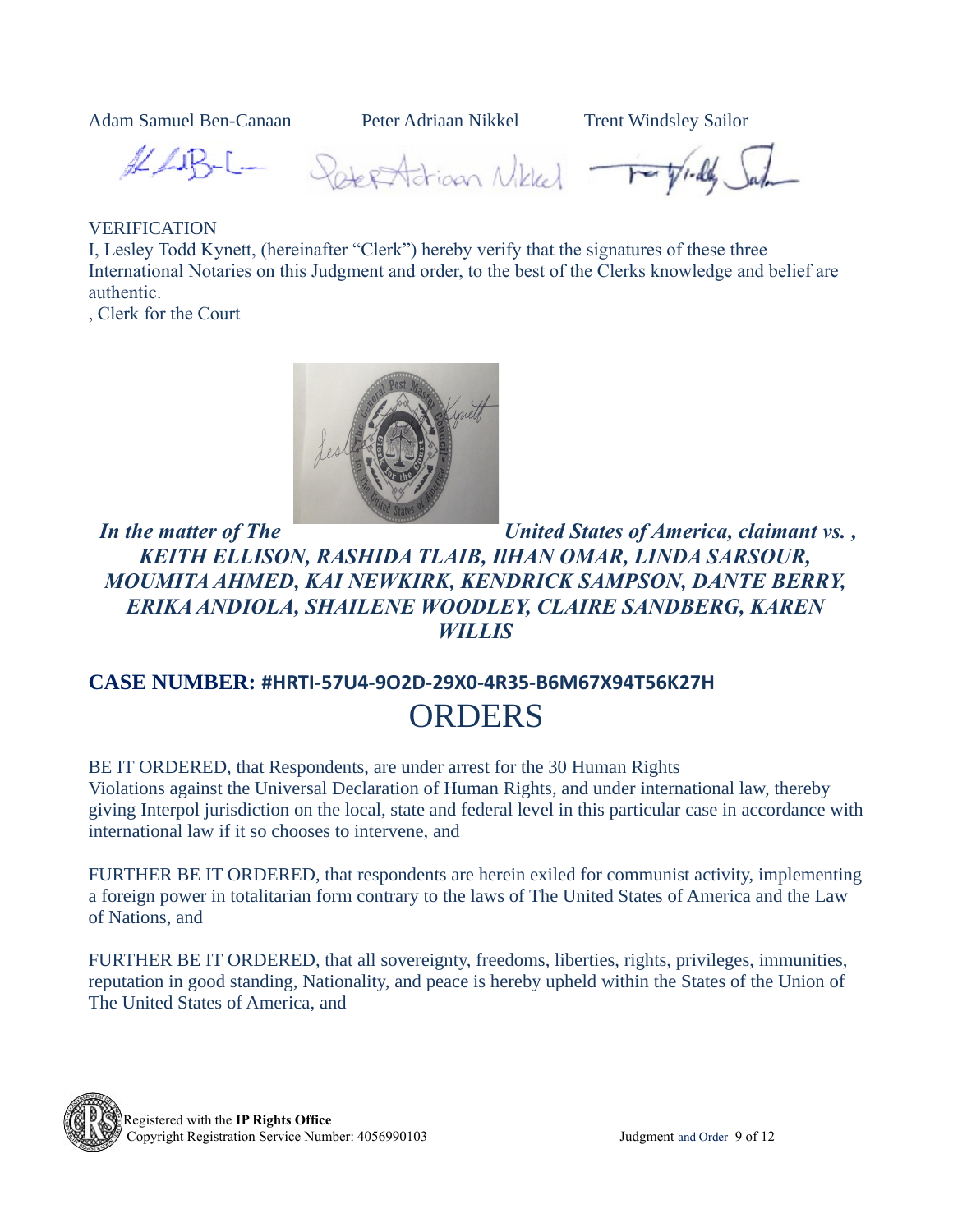Adam Samuel Ben-Canaan Peter Adriaan Nikkel Trent Windsley Sailor

VERIFICATION

I, Lesley Todd Kynett, (hereinafter "Clerk") hereby verify that the signatures of these three International Notaries on this Judgment and order, to the best of the Clerks knowledge and belief are authentic.

, Clerk for the Court

***In the matter of The United States of America, claimant vs. , KEITH ELLISON, RASHIDA TLAIB, IlHAN OMAR, LINDA SARSOUR, MOUMITA AHMED, KAI NEWKIRK, KENDRICK SAMPSON, DANTE BERRY, ERIKA ANDIOLA, SHAILENE WOODLEY, CLAIRE SANDBERG, KAREN WILLIS***

## CASE NUMBER: #HRTI-57U4-9O2D-29X0-4R35-B6M67X94T56K27H

# ORDERS

BE IT ORDERED, that Respondents, are under arrest for the 30 Human Rights Violations against the Universal Declaration of Human Rights, and under international law, thereby giving Interpol jurisdiction on the local, state and federal level in this particular case in accordance with international law if it so chooses to intervene, and

FURTHER BE IT ORDERED, that respondents are herein exiled for communist activity, implementing a foreign power in totalitarian form contrary to the laws of The United States of America and the Law of Nations, and

FURTHER BE IT ORDERED, that all sovereignty, freedoms, liberties, rights, privileges, immunities, reputation in good standing, Nationality, and peace is hereby upheld within the States of the Union of The United States of America, and

Registered with the **IP Rights Office**
Copyright Registration Service Number: 4056990103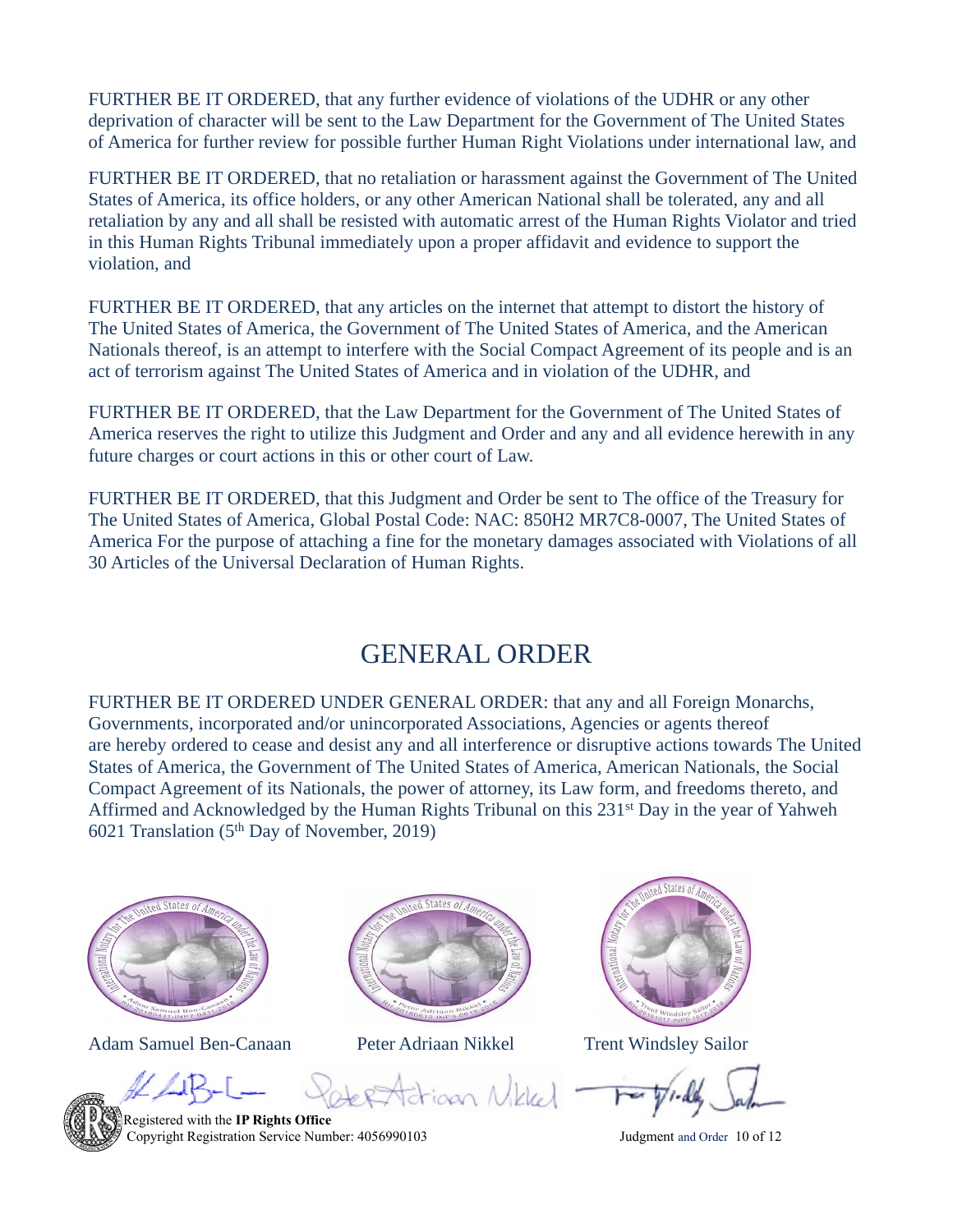FURTHER BE IT ORDERED, that any further evidence of violations of the UDHR or any other deprivation of character will be sent to the Law Department for the Government of The United States of America for further review for possible further Human Right Violations under international law, and

FURTHER BE IT ORDERED, that no retaliation or harassment against the Government of The United States of America, its office holders, or any other American National shall be tolerated, any and all retaliation by any and all shall be resisted with automatic arrest of the Human Rights Violator and tried in this Human Rights Tribunal immediately upon a proper affidavit and evidence to support the violation, and

FURTHER BE IT ORDERED, that any articles on the internet that attempt to distort the history of The United States of America, the Government of The United States of America, and the American Nationals thereof, is an attempt to interfere with the Social Compact Agreement of its people and is an act of terrorism against The United States of America and in violation of the UDHR, and

FURTHER BE IT ORDERED, that the Law Department for the Government of The United States of America reserves the right to utilize this Judgment and Order and any and all evidence herewith in any future charges or court actions in this or other court of Law.

FURTHER BE IT ORDERED, that this Judgment and Order be sent to The office of the Treasury for The United States of America, Global Postal Code: NAC: 850H2 MR7C8-0007, The United States of America For the purpose of attaching a fine for the monetary damages associated with Violations of all 30 Articles of the Universal Declaration of Human Rights.

# GENERAL ORDER

FURTHER BE IT ORDERED UNDER GENERAL ORDER: that any and all Foreign Monarchs, Governments, incorporated and/or unincorporated Associations, Agencies or agents thereof are hereby ordered to cease and desist any and all interference or disruptive actions towards The United States of America, the Government of The United States of America, American Nationals, the Social Compact Agreement of its Nationals, the power of attorney, its Law form, and freedoms thereto, and Affirmed and Acknowledged by the Human Rights Tribunal on this 231st Day in the year of Yahweh 6021 Translation (5th Day of November, 2019)

Adam Samuel Ben-Canaan    Peter Adriaan Nikkel    Trent Windsley Sailor

Registered with the **IP Rights Office**
Copyright Registration Service Number: 4056990103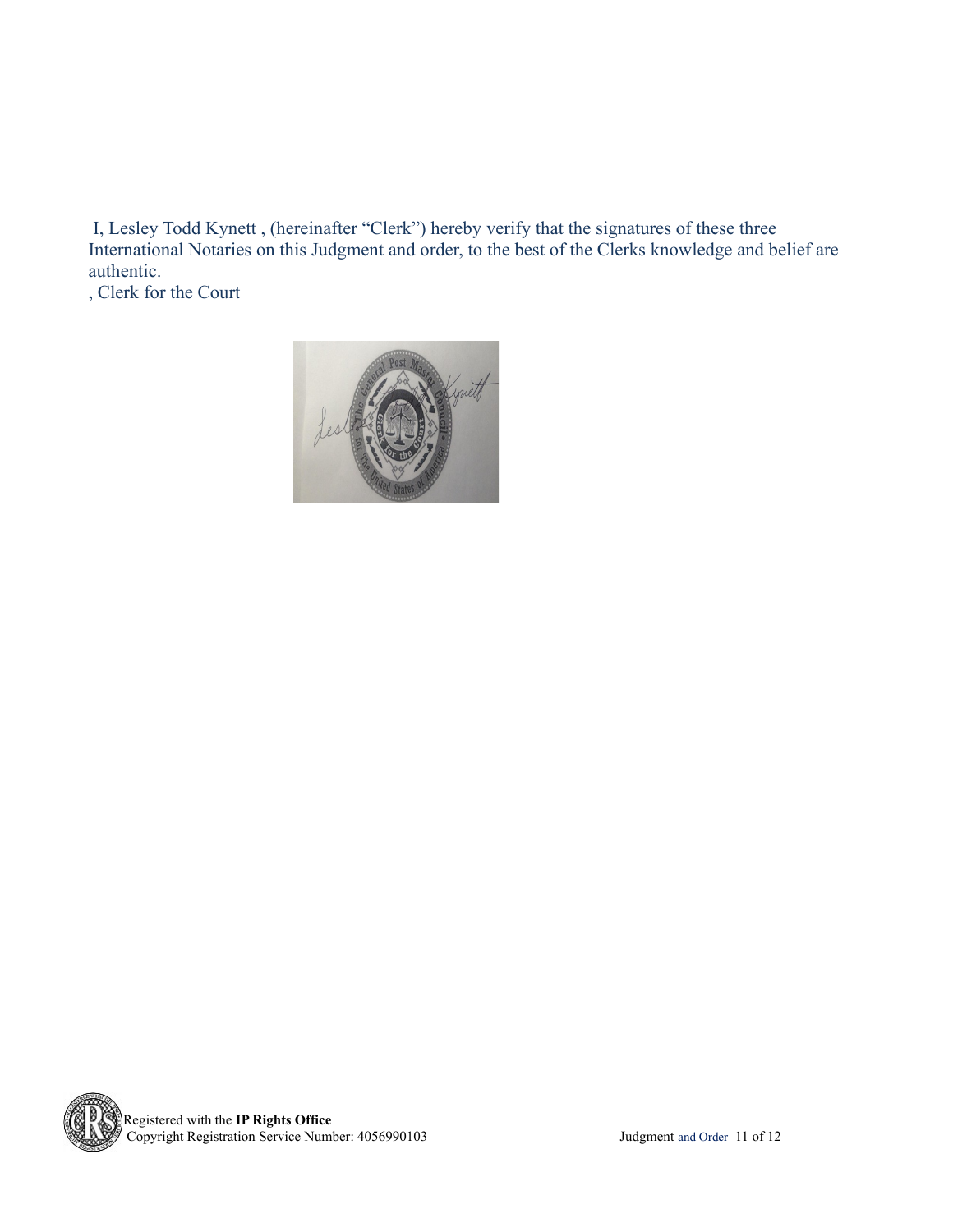I, Lesley Todd Kynett , (hereinafter "Clerk") hereby verify that the signatures of these three International Notaries on this Judgment and order, to the best of the Clerks knowledge and belief are authentic.

, Clerk for the Court

Registered with the **IP Rights Office**
Copyright Registration Service Number: 4056990103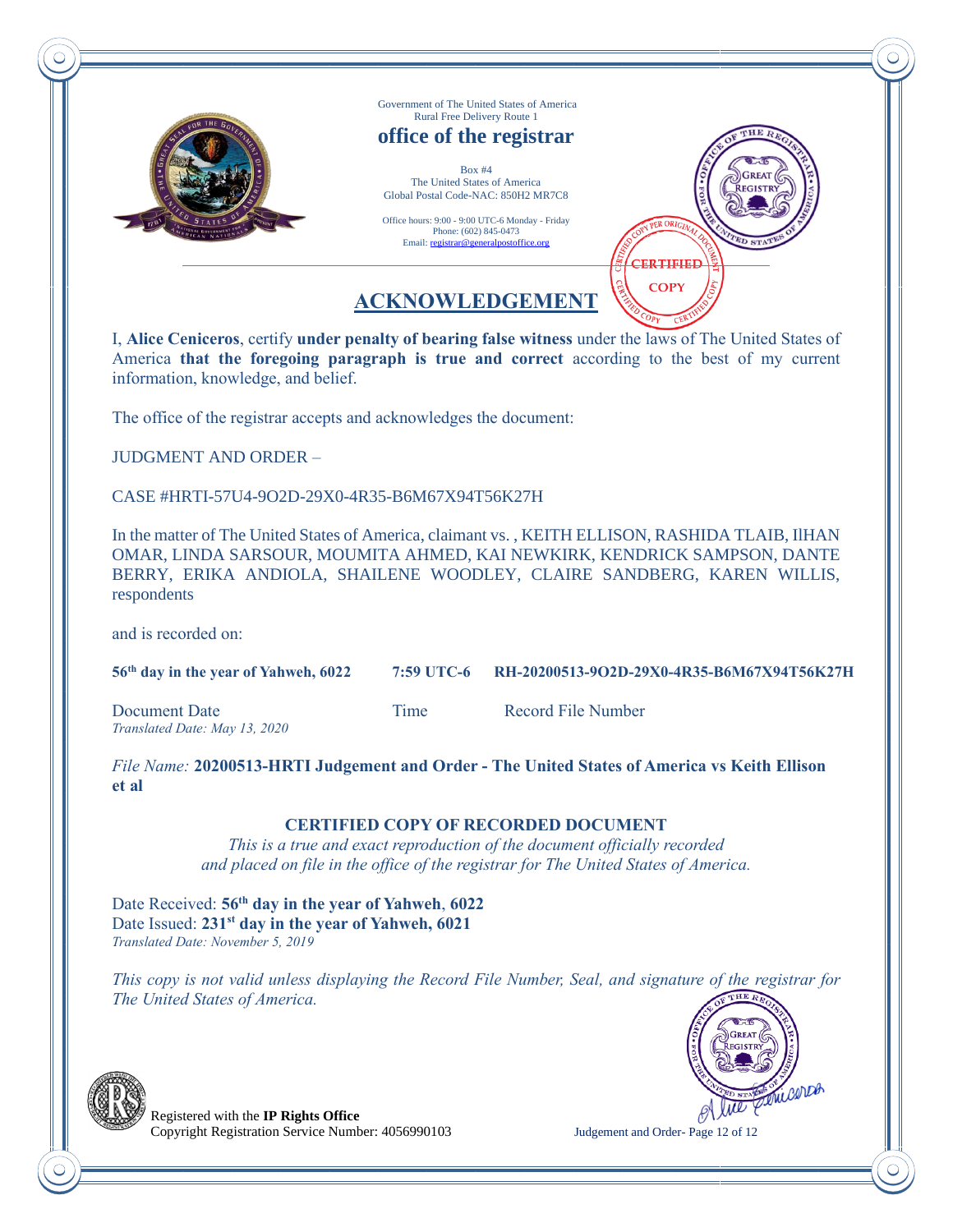Government of The United States of America
Rural Free Delivery Route 1

## office of the registrar

Box #4
The United States of America
Global Postal Code-NAC: 850H2 MR7C8

Office hours: 9:00 - 9:00 UTC-6 Monday - Friday
Phone: (602) 845-0473
Email: registrar@generalpostoffice.org

# ACKNOWLEDGEMENT

I, **Alice Ceniceros**, certify **under penalty of bearing false witness** under the laws of The United States of America **that the foregoing paragraph is true and correct** according to the best of my current information, knowledge, and belief.

The office of the registrar accepts and acknowledges the document:

JUDGMENT AND ORDER –

CASE #HRTI-57U4-9O2D-29X0-4R35-B6M67X94T56K27H

In the matter of The United States of America, claimant vs. , KEITH ELLISON, RASHIDA TLAIB, IlHAN OMAR, LINDA SARSOUR, MOUMITA AHMED, KAI NEWKIRK, KENDRICK SAMPSON, DANTE BERRY, ERIKA ANDIOLA, SHAILENE WOODLEY, CLAIRE SANDBERG, KAREN WILLIS, respondents

and is recorded on:

| | | |
|---|---|---|
| **56th day in the year of Yahweh, 6022** | **7:59 UTC-6** | **RH-20200513-9O2D-29X0-4R35-B6M67X94T56K27H** |
| Document Date<br>*Translated Date: May 13, 2020* | Time | Record File Number |

*File Name:* **20200513-HRTI Judgement and Order - The United States of America vs Keith Ellison et al**

**CERTIFIED COPY OF RECORDED DOCUMENT**

*This is a true and exact reproduction of the document officially recorded and placed on file in the office of the registrar for The United States of America.*

Date Received: **56th day in the year of Yahweh**, **6022**
Date Issued: **231st day in the year of Yahweh, 6021**
*Translated Date: November 5, 2019*

*This copy is not valid unless displaying the Record File Number, Seal, and signature of the registrar for The United States of America.*

Registered with the **IP Rights Office**
Copyright Registration Service Number: 4056990103